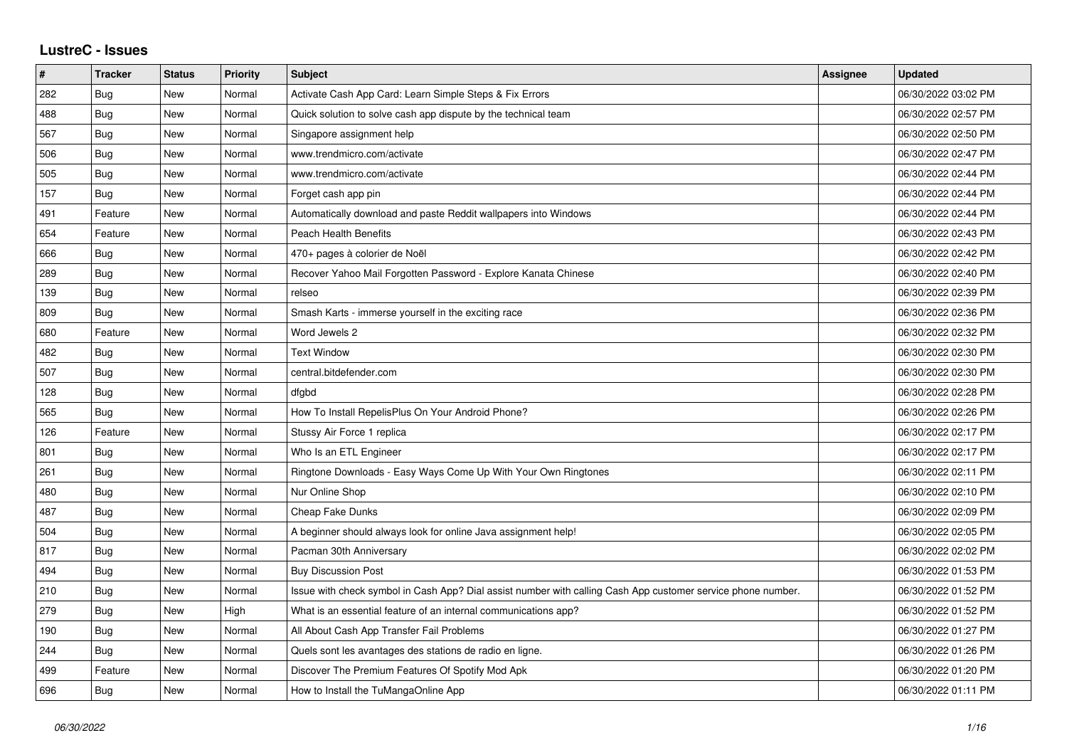# LustreC - Issues

| # | Tracker | Status | Priority | Subject | Assignee | Updated |
|---|---|---|---|---|---|---|
| 282 | Bug | New | Normal | Activate Cash App Card: Learn Simple Steps & Fix Errors | | 06/30/2022 03:02 PM |
| 488 | Bug | New | Normal | Quick solution to solve cash app dispute by the technical team | | 06/30/2022 02:57 PM |
| 567 | Bug | New | Normal | Singapore assignment help | | 06/30/2022 02:50 PM |
| 506 | Bug | New | Normal | www.trendmicro.com/activate | | 06/30/2022 02:47 PM |
| 505 | Bug | New | Normal | www.trendmicro.com/activate | | 06/30/2022 02:44 PM |
| 157 | Bug | New | Normal | Forget cash app pin | | 06/30/2022 02:44 PM |
| 491 | Feature | New | Normal | Automatically download and paste Reddit wallpapers into Windows | | 06/30/2022 02:44 PM |
| 654 | Feature | New | Normal | Peach Health Benefits | | 06/30/2022 02:43 PM |
| 666 | Bug | New | Normal | 470+ pages à colorier de Noël | | 06/30/2022 02:42 PM |
| 289 | Bug | New | Normal | Recover Yahoo Mail Forgotten Password - Explore Kanata Chinese | | 06/30/2022 02:40 PM |
| 139 | Bug | New | Normal | relseo | | 06/30/2022 02:39 PM |
| 809 | Bug | New | Normal | Smash Karts - immerse yourself in the exciting race | | 06/30/2022 02:36 PM |
| 680 | Feature | New | Normal | Word Jewels 2 | | 06/30/2022 02:32 PM |
| 482 | Bug | New | Normal | Text Window | | 06/30/2022 02:30 PM |
| 507 | Bug | New | Normal | central.bitdefender.com | | 06/30/2022 02:30 PM |
| 128 | Bug | New | Normal | dfgbd | | 06/30/2022 02:28 PM |
| 565 | Bug | New | Normal | How To Install RepelisPlus On Your Android Phone? | | 06/30/2022 02:26 PM |
| 126 | Feature | New | Normal | Stussy Air Force 1 replica | | 06/30/2022 02:17 PM |
| 801 | Bug | New | Normal | Who Is an ETL Engineer | | 06/30/2022 02:17 PM |
| 261 | Bug | New | Normal | Ringtone Downloads - Easy Ways Come Up With Your Own Ringtones | | 06/30/2022 02:11 PM |
| 480 | Bug | New | Normal | Nur Online Shop | | 06/30/2022 02:10 PM |
| 487 | Bug | New | Normal | Cheap Fake Dunks | | 06/30/2022 02:09 PM |
| 504 | Bug | New | Normal | A beginner should always look for online Java assignment help! | | 06/30/2022 02:05 PM |
| 817 | Bug | New | Normal | Pacman 30th Anniversary | | 06/30/2022 02:02 PM |
| 494 | Bug | New | Normal | Buy Discussion Post | | 06/30/2022 01:53 PM |
| 210 | Bug | New | Normal | Issue with check symbol in Cash App? Dial assist number with calling Cash App customer service phone number. | | 06/30/2022 01:52 PM |
| 279 | Bug | New | High | What is an essential feature of an internal communications app? | | 06/30/2022 01:52 PM |
| 190 | Bug | New | Normal | All About Cash App Transfer Fail Problems | | 06/30/2022 01:27 PM |
| 244 | Bug | New | Normal | Quels sont les avantages des stations de radio en ligne. | | 06/30/2022 01:26 PM |
| 499 | Feature | New | Normal | Discover The Premium Features Of Spotify Mod Apk | | 06/30/2022 01:20 PM |
| 696 | Bug | New | Normal | How to Install the TuMangaOnline App | | 06/30/2022 01:11 PM |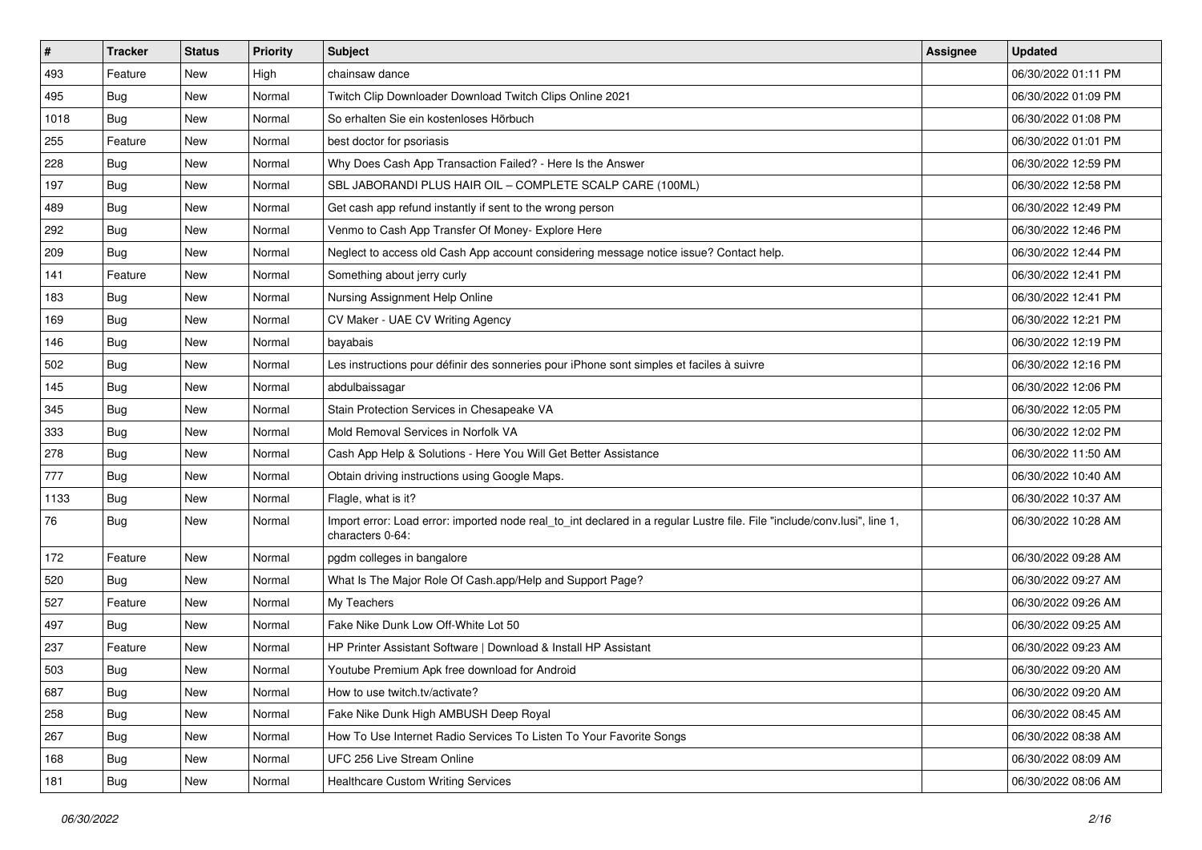| # | Tracker | Status | Priority | Subject | Assignee | Updated |
| --- | --- | --- | --- | --- | --- | --- |
| 493 | Feature | New | High | chainsaw dance | | 06/30/2022 01:11 PM |
| 495 | Bug | New | Normal | Twitch Clip Downloader Download Twitch Clips Online 2021 | | 06/30/2022 01:09 PM |
| 1018 | Bug | New | Normal | So erhalten Sie ein kostenloses Hörbuch | | 06/30/2022 01:08 PM |
| 255 | Feature | New | Normal | best doctor for psoriasis | | 06/30/2022 01:01 PM |
| 228 | Bug | New | Normal | Why Does Cash App Transaction Failed? - Here Is the Answer | | 06/30/2022 12:59 PM |
| 197 | Bug | New | Normal | SBL JABORANDI PLUS HAIR OIL – COMPLETE SCALP CARE (100ML) | | 06/30/2022 12:58 PM |
| 489 | Bug | New | Normal | Get cash app refund instantly if sent to the wrong person | | 06/30/2022 12:49 PM |
| 292 | Bug | New | Normal | Venmo to Cash App Transfer Of Money- Explore Here | | 06/30/2022 12:46 PM |
| 209 | Bug | New | Normal | Neglect to access old Cash App account considering message notice issue? Contact help. | | 06/30/2022 12:44 PM |
| 141 | Feature | New | Normal | Something about jerry curly | | 06/30/2022 12:41 PM |
| 183 | Bug | New | Normal | Nursing Assignment Help Online | | 06/30/2022 12:41 PM |
| 169 | Bug | New | Normal | CV Maker - UAE CV Writing Agency | | 06/30/2022 12:21 PM |
| 146 | Bug | New | Normal | bayabais | | 06/30/2022 12:19 PM |
| 502 | Bug | New | Normal | Les instructions pour définir des sonneries pour iPhone sont simples et faciles à suivre | | 06/30/2022 12:16 PM |
| 145 | Bug | New | Normal | abdulbaissagar | | 06/30/2022 12:06 PM |
| 345 | Bug | New | Normal | Stain Protection Services in Chesapeake VA | | 06/30/2022 12:05 PM |
| 333 | Bug | New | Normal | Mold Removal Services in Norfolk VA | | 06/30/2022 12:02 PM |
| 278 | Bug | New | Normal | Cash App Help & Solutions - Here You Will Get Better Assistance | | 06/30/2022 11:50 AM |
| 777 | Bug | New | Normal | Obtain driving instructions using Google Maps. | | 06/30/2022 10:40 AM |
| 1133 | Bug | New | Normal | Flagle, what is it? | | 06/30/2022 10:37 AM |
| 76 | Bug | New | Normal | Import error: Load error: imported node real_to_int declared in a regular Lustre file. File "include/conv.lusi", line 1, characters 0-64: | | 06/30/2022 10:28 AM |
| 172 | Feature | New | Normal | pgdm colleges in bangalore | | 06/30/2022 09:28 AM |
| 520 | Bug | New | Normal | What Is The Major Role Of Cash.app/Help and Support Page? | | 06/30/2022 09:27 AM |
| 527 | Feature | New | Normal | My Teachers | | 06/30/2022 09:26 AM |
| 497 | Bug | New | Normal | Fake Nike Dunk Low Off-White Lot 50 | | 06/30/2022 09:25 AM |
| 237 | Feature | New | Normal | HP Printer Assistant Software \| Download & Install HP Assistant | | 06/30/2022 09:23 AM |
| 503 | Bug | New | Normal | Youtube Premium Apk free download for Android | | 06/30/2022 09:20 AM |
| 687 | Bug | New | Normal | How to use twitch.tv/activate? | | 06/30/2022 09:20 AM |
| 258 | Bug | New | Normal | Fake Nike Dunk High AMBUSH Deep Royal | | 06/30/2022 08:45 AM |
| 267 | Bug | New | Normal | How To Use Internet Radio Services To Listen To Your Favorite Songs | | 06/30/2022 08:38 AM |
| 168 | Bug | New | Normal | UFC 256 Live Stream Online | | 06/30/2022 08:09 AM |
| 181 | Bug | New | Normal | Healthcare Custom Writing Services | | 06/30/2022 08:06 AM |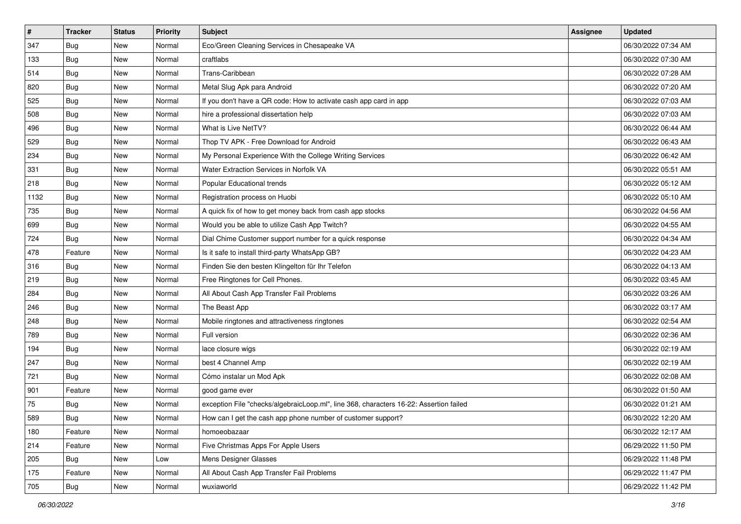| # | Tracker | Status | Priority | Subject | Assignee | Updated |
|---|---|---|---|---|---|---|
| 347 | Bug | New | Normal | Eco/Green Cleaning Services in Chesapeake VA | | 06/30/2022 07:34 AM |
| 133 | Bug | New | Normal | craftlabs | | 06/30/2022 07:30 AM |
| 514 | Bug | New | Normal | Trans-Caribbean | | 06/30/2022 07:28 AM |
| 820 | Bug | New | Normal | Metal Slug Apk para Android | | 06/30/2022 07:20 AM |
| 525 | Bug | New | Normal | If you don't have a QR code: How to activate cash app card in app | | 06/30/2022 07:03 AM |
| 508 | Bug | New | Normal | hire a professional dissertation help | | 06/30/2022 07:03 AM |
| 496 | Bug | New | Normal | What is Live NetTV? | | 06/30/2022 06:44 AM |
| 529 | Bug | New | Normal | Thop TV APK - Free Download for Android | | 06/30/2022 06:43 AM |
| 234 | Bug | New | Normal | My Personal Experience With the College Writing Services | | 06/30/2022 06:42 AM |
| 331 | Bug | New | Normal | Water Extraction Services in Norfolk VA | | 06/30/2022 05:51 AM |
| 218 | Bug | New | Normal | Popular Educational trends | | 06/30/2022 05:12 AM |
| 1132 | Bug | New | Normal | Registration process on Huobi | | 06/30/2022 05:10 AM |
| 735 | Bug | New | Normal | A quick fix of how to get money back from cash app stocks | | 06/30/2022 04:56 AM |
| 699 | Bug | New | Normal | Would you be able to utilize Cash App Twitch? | | 06/30/2022 04:55 AM |
| 724 | Bug | New | Normal | Dial Chime Customer support number for a quick response | | 06/30/2022 04:34 AM |
| 478 | Feature | New | Normal | Is it safe to install third-party WhatsApp GB? | | 06/30/2022 04:23 AM |
| 316 | Bug | New | Normal | Finden Sie den besten Klingelton für Ihr Telefon | | 06/30/2022 04:13 AM |
| 219 | Bug | New | Normal | Free Ringtones for Cell Phones. | | 06/30/2022 03:45 AM |
| 284 | Bug | New | Normal | All About Cash App Transfer Fail Problems | | 06/30/2022 03:26 AM |
| 246 | Bug | New | Normal | The Beast App | | 06/30/2022 03:17 AM |
| 248 | Bug | New | Normal | Mobile ringtones and attractiveness ringtones | | 06/30/2022 02:54 AM |
| 789 | Bug | New | Normal | Full version | | 06/30/2022 02:36 AM |
| 194 | Bug | New | Normal | lace closure wigs | | 06/30/2022 02:19 AM |
| 247 | Bug | New | Normal | best 4 Channel Amp | | 06/30/2022 02:19 AM |
| 721 | Bug | New | Normal | Cómo instalar un Mod Apk | | 06/30/2022 02:08 AM |
| 901 | Feature | New | Normal | good game ever | | 06/30/2022 01:50 AM |
| 75 | Bug | New | Normal | exception File "checks/algebraicLoop.ml", line 368, characters 16-22: Assertion failed | | 06/30/2022 01:21 AM |
| 589 | Bug | New | Normal | How can I get the cash app phone number of customer support? | | 06/30/2022 12:20 AM |
| 180 | Feature | New | Normal | homoeobazaar | | 06/30/2022 12:17 AM |
| 214 | Feature | New | Normal | Five Christmas Apps For Apple Users | | 06/29/2022 11:50 PM |
| 205 | Bug | New | Low | Mens Designer Glasses | | 06/29/2022 11:48 PM |
| 175 | Feature | New | Normal | All About Cash App Transfer Fail Problems | | 06/29/2022 11:47 PM |
| 705 | Bug | New | Normal | wuxiaworld | | 06/29/2022 11:42 PM |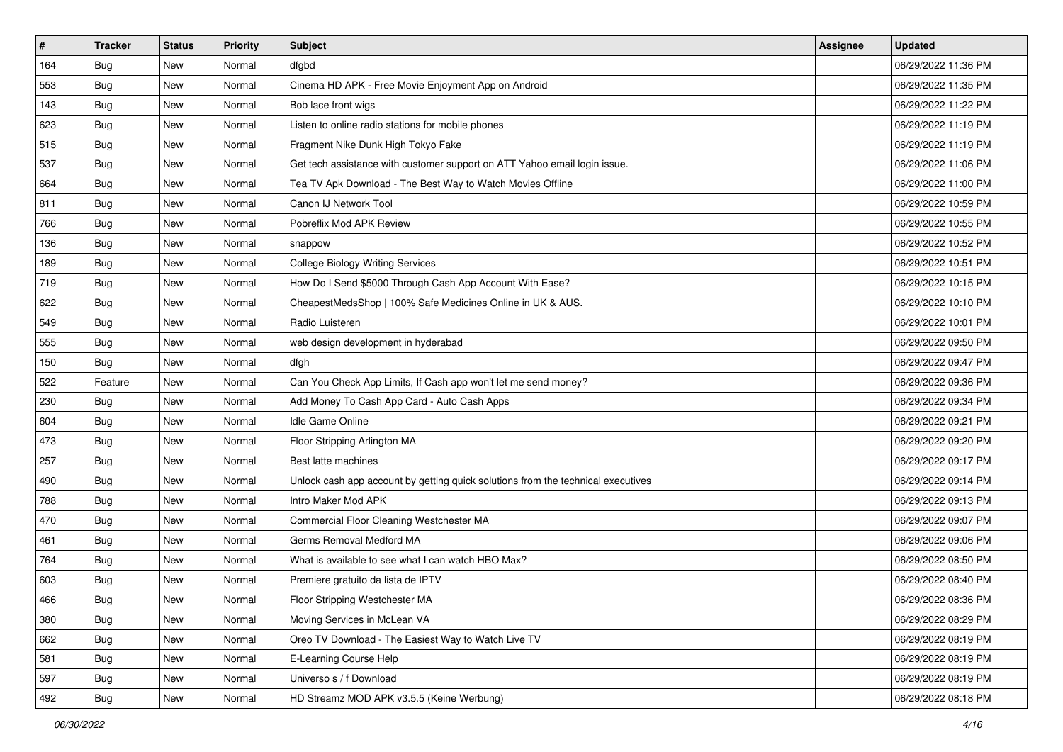| # | Tracker | Status | Priority | Subject | Assignee | Updated |
|---|---|---|---|---|---|---|
| 164 | Bug | New | Normal | dfgbd | | 06/29/2022 11:36 PM |
| 553 | Bug | New | Normal | Cinema HD APK - Free Movie Enjoyment App on Android | | 06/29/2022 11:35 PM |
| 143 | Bug | New | Normal | Bob lace front wigs | | 06/29/2022 11:22 PM |
| 623 | Bug | New | Normal | Listen to online radio stations for mobile phones | | 06/29/2022 11:19 PM |
| 515 | Bug | New | Normal | Fragment Nike Dunk High Tokyo Fake | | 06/29/2022 11:19 PM |
| 537 | Bug | New | Normal | Get tech assistance with customer support on ATT Yahoo email login issue. | | 06/29/2022 11:06 PM |
| 664 | Bug | New | Normal | Tea TV Apk Download - The Best Way to Watch Movies Offline | | 06/29/2022 11:00 PM |
| 811 | Bug | New | Normal | Canon IJ Network Tool | | 06/29/2022 10:59 PM |
| 766 | Bug | New | Normal | Pobreflix Mod APK Review | | 06/29/2022 10:55 PM |
| 136 | Bug | New | Normal | snappow | | 06/29/2022 10:52 PM |
| 189 | Bug | New | Normal | College Biology Writing Services | | 06/29/2022 10:51 PM |
| 719 | Bug | New | Normal | How Do I Send $5000 Through Cash App Account With Ease? | | 06/29/2022 10:15 PM |
| 622 | Bug | New | Normal | CheapestMedsShop \| 100% Safe Medicines Online in UK & AUS. | | 06/29/2022 10:10 PM |
| 549 | Bug | New | Normal | Radio Luisteren | | 06/29/2022 10:01 PM |
| 555 | Bug | New | Normal | web design development in hyderabad | | 06/29/2022 09:50 PM |
| 150 | Bug | New | Normal | dfgh | | 06/29/2022 09:47 PM |
| 522 | Feature | New | Normal | Can You Check App Limits, If Cash app won't let me send money? | | 06/29/2022 09:36 PM |
| 230 | Bug | New | Normal | Add Money To Cash App Card - Auto Cash Apps | | 06/29/2022 09:34 PM |
| 604 | Bug | New | Normal | Idle Game Online | | 06/29/2022 09:21 PM |
| 473 | Bug | New | Normal | Floor Stripping Arlington MA | | 06/29/2022 09:20 PM |
| 257 | Bug | New | Normal | Best latte machines | | 06/29/2022 09:17 PM |
| 490 | Bug | New | Normal | Unlock cash app account by getting quick solutions from the technical executives | | 06/29/2022 09:14 PM |
| 788 | Bug | New | Normal | Intro Maker Mod APK | | 06/29/2022 09:13 PM |
| 470 | Bug | New | Normal | Commercial Floor Cleaning Westchester MA | | 06/29/2022 09:07 PM |
| 461 | Bug | New | Normal | Germs Removal Medford MA | | 06/29/2022 09:06 PM |
| 764 | Bug | New | Normal | What is available to see what I can watch HBO Max? | | 06/29/2022 08:50 PM |
| 603 | Bug | New | Normal | Premiere gratuito da lista de IPTV | | 06/29/2022 08:40 PM |
| 466 | Bug | New | Normal | Floor Stripping Westchester MA | | 06/29/2022 08:36 PM |
| 380 | Bug | New | Normal | Moving Services in McLean VA | | 06/29/2022 08:29 PM |
| 662 | Bug | New | Normal | Oreo TV Download - The Easiest Way to Watch Live TV | | 06/29/2022 08:19 PM |
| 581 | Bug | New | Normal | E-Learning Course Help | | 06/29/2022 08:19 PM |
| 597 | Bug | New | Normal | Universo s / f Download | | 06/29/2022 08:19 PM |
| 492 | Bug | New | Normal | HD Streamz MOD APK v3.5.5 (Keine Werbung) | | 06/29/2022 08:18 PM |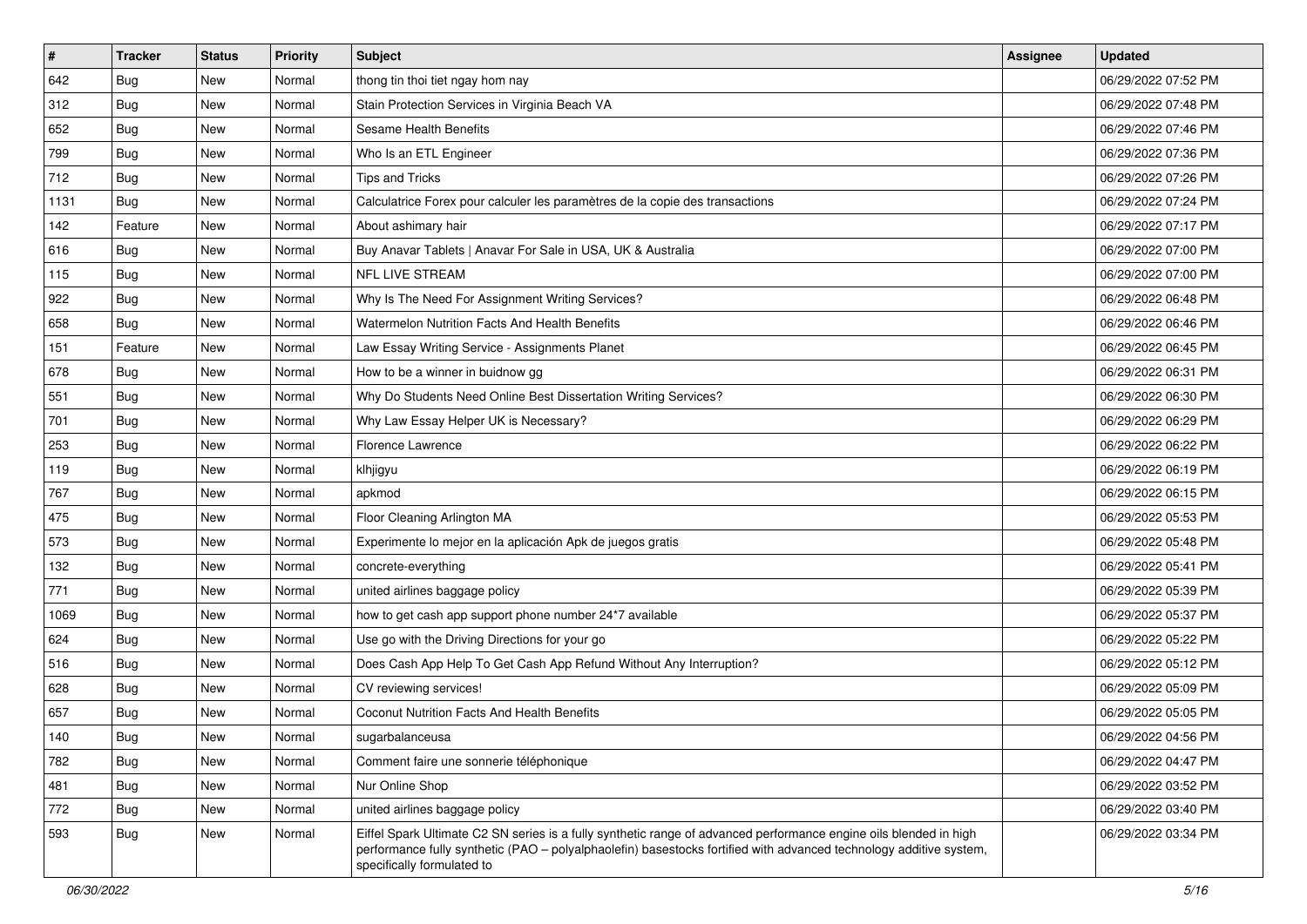| # | Tracker | Status | Priority | Subject | Assignee | Updated |
|---|---|---|---|---|---|---|
| 642 | Bug | New | Normal | thong tin thoi tiet ngay hom nay | | 06/29/2022 07:52 PM |
| 312 | Bug | New | Normal | Stain Protection Services in Virginia Beach VA | | 06/29/2022 07:48 PM |
| 652 | Bug | New | Normal | Sesame Health Benefits | | 06/29/2022 07:46 PM |
| 799 | Bug | New | Normal | Who Is an ETL Engineer | | 06/29/2022 07:36 PM |
| 712 | Bug | New | Normal | Tips and Tricks | | 06/29/2022 07:26 PM |
| 1131 | Bug | New | Normal | Calculatrice Forex pour calculer les paramètres de la copie des transactions | | 06/29/2022 07:24 PM |
| 142 | Feature | New | Normal | About ashimary hair | | 06/29/2022 07:17 PM |
| 616 | Bug | New | Normal | Buy Anavar Tablets \| Anavar For Sale in USA, UK & Australia | | 06/29/2022 07:00 PM |
| 115 | Bug | New | Normal | NFL LIVE STREAM | | 06/29/2022 07:00 PM |
| 922 | Bug | New | Normal | Why Is The Need For Assignment Writing Services? | | 06/29/2022 06:48 PM |
| 658 | Bug | New | Normal | Watermelon Nutrition Facts And Health Benefits | | 06/29/2022 06:46 PM |
| 151 | Feature | New | Normal | Law Essay Writing Service - Assignments Planet | | 06/29/2022 06:45 PM |
| 678 | Bug | New | Normal | How to be a winner in buidnow gg | | 06/29/2022 06:31 PM |
| 551 | Bug | New | Normal | Why Do Students Need Online Best Dissertation Writing Services? | | 06/29/2022 06:30 PM |
| 701 | Bug | New | Normal | Why Law Essay Helper UK is Necessary? | | 06/29/2022 06:29 PM |
| 253 | Bug | New | Normal | Florence Lawrence | | 06/29/2022 06:22 PM |
| 119 | Bug | New | Normal | klhjigyu | | 06/29/2022 06:19 PM |
| 767 | Bug | New | Normal | apkmod | | 06/29/2022 06:15 PM |
| 475 | Bug | New | Normal | Floor Cleaning Arlington MA | | 06/29/2022 05:53 PM |
| 573 | Bug | New | Normal | Experimente lo mejor en la aplicación Apk de juegos gratis | | 06/29/2022 05:48 PM |
| 132 | Bug | New | Normal | concrete-everything | | 06/29/2022 05:41 PM |
| 771 | Bug | New | Normal | united airlines baggage policy | | 06/29/2022 05:39 PM |
| 1069 | Bug | New | Normal | how to get cash app support phone number 24*7 available | | 06/29/2022 05:37 PM |
| 624 | Bug | New | Normal | Use go with the Driving Directions for your go | | 06/29/2022 05:22 PM |
| 516 | Bug | New | Normal | Does Cash App Help To Get Cash App Refund Without Any Interruption? | | 06/29/2022 05:12 PM |
| 628 | Bug | New | Normal | CV reviewing services! | | 06/29/2022 05:09 PM |
| 657 | Bug | New | Normal | Coconut Nutrition Facts And Health Benefits | | 06/29/2022 05:05 PM |
| 140 | Bug | New | Normal | sugarbalanceusa | | 06/29/2022 04:56 PM |
| 782 | Bug | New | Normal | Comment faire une sonnerie téléphonique | | 06/29/2022 04:47 PM |
| 481 | Bug | New | Normal | Nur Online Shop | | 06/29/2022 03:52 PM |
| 772 | Bug | New | Normal | united airlines baggage policy | | 06/29/2022 03:40 PM |
| 593 | Bug | New | Normal | Eiffel Spark Ultimate C2 SN series is a fully synthetic range of advanced performance engine oils blended in high performance fully synthetic (PAO – polyalphaolefin) basestocks fortified with advanced technology additive system, specifically formulated to | | 06/29/2022 03:34 PM |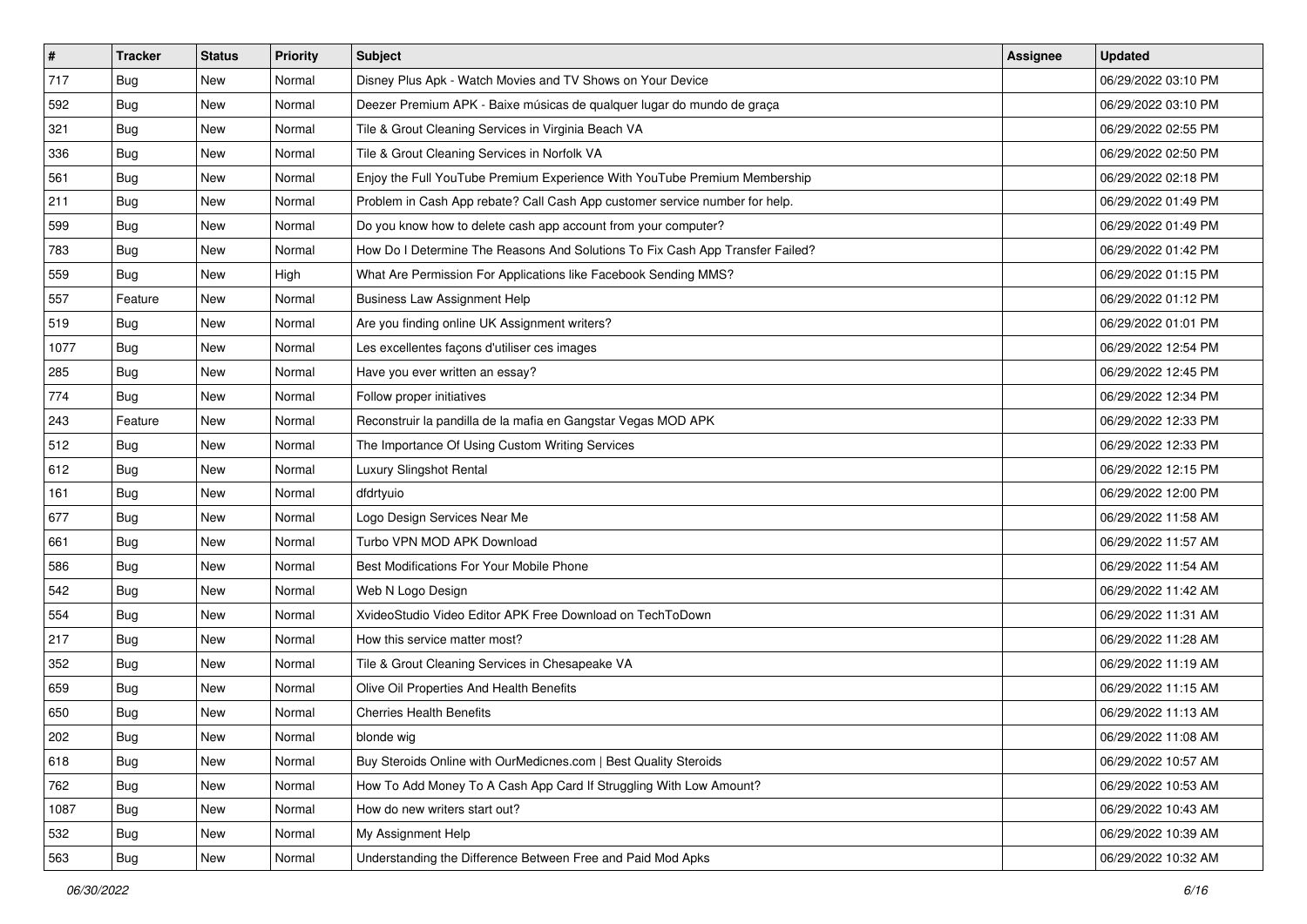| # | Tracker | Status | Priority | Subject | Assignee | Updated |
|---|---|---|---|---|---|---|
| 717 | Bug | New | Normal | Disney Plus Apk - Watch Movies and TV Shows on Your Device | | 06/29/2022 03:10 PM |
| 592 | Bug | New | Normal | Deezer Premium APK - Baixe músicas de qualquer lugar do mundo de graça | | 06/29/2022 03:10 PM |
| 321 | Bug | New | Normal | Tile & Grout Cleaning Services in Virginia Beach VA | | 06/29/2022 02:55 PM |
| 336 | Bug | New | Normal | Tile & Grout Cleaning Services in Norfolk VA | | 06/29/2022 02:50 PM |
| 561 | Bug | New | Normal | Enjoy the Full YouTube Premium Experience With YouTube Premium Membership | | 06/29/2022 02:18 PM |
| 211 | Bug | New | Normal | Problem in Cash App rebate? Call Cash App customer service number for help. | | 06/29/2022 01:49 PM |
| 599 | Bug | New | Normal | Do you know how to delete cash app account from your computer? | | 06/29/2022 01:49 PM |
| 783 | Bug | New | Normal | How Do I Determine The Reasons And Solutions To Fix Cash App Transfer Failed? | | 06/29/2022 01:42 PM |
| 559 | Bug | New | High | What Are Permission For Applications like Facebook Sending MMS? | | 06/29/2022 01:15 PM |
| 557 | Feature | New | Normal | Business Law Assignment Help | | 06/29/2022 01:12 PM |
| 519 | Bug | New | Normal | Are you finding online UK Assignment writers? | | 06/29/2022 01:01 PM |
| 1077 | Bug | New | Normal | Les excellentes façons d'utiliser ces images | | 06/29/2022 12:54 PM |
| 285 | Bug | New | Normal | Have you ever written an essay? | | 06/29/2022 12:45 PM |
| 774 | Bug | New | Normal | Follow proper initiatives | | 06/29/2022 12:34 PM |
| 243 | Feature | New | Normal | Reconstruir la pandilla de la mafia en Gangstar Vegas MOD APK | | 06/29/2022 12:33 PM |
| 512 | Bug | New | Normal | The Importance Of Using Custom Writing Services | | 06/29/2022 12:33 PM |
| 612 | Bug | New | Normal | Luxury Slingshot Rental | | 06/29/2022 12:15 PM |
| 161 | Bug | New | Normal | dfdrtyuio | | 06/29/2022 12:00 PM |
| 677 | Bug | New | Normal | Logo Design Services Near Me | | 06/29/2022 11:58 AM |
| 661 | Bug | New | Normal | Turbo VPN MOD APK Download | | 06/29/2022 11:57 AM |
| 586 | Bug | New | Normal | Best Modifications For Your Mobile Phone | | 06/29/2022 11:54 AM |
| 542 | Bug | New | Normal | Web N Logo Design | | 06/29/2022 11:42 AM |
| 554 | Bug | New | Normal | XvideoStudio Video Editor APK Free Download on TechToDown | | 06/29/2022 11:31 AM |
| 217 | Bug | New | Normal | How this service matter most? | | 06/29/2022 11:28 AM |
| 352 | Bug | New | Normal | Tile & Grout Cleaning Services in Chesapeake VA | | 06/29/2022 11:19 AM |
| 659 | Bug | New | Normal | Olive Oil Properties And Health Benefits | | 06/29/2022 11:15 AM |
| 650 | Bug | New | Normal | Cherries Health Benefits | | 06/29/2022 11:13 AM |
| 202 | Bug | New | Normal | blonde wig | | 06/29/2022 11:08 AM |
| 618 | Bug | New | Normal | Buy Steroids Online with OurMedicnes.com \| Best Quality Steroids | | 06/29/2022 10:57 AM |
| 762 | Bug | New | Normal | How To Add Money To A Cash App Card If Struggling With Low Amount? | | 06/29/2022 10:53 AM |
| 1087 | Bug | New | Normal | How do new writers start out? | | 06/29/2022 10:43 AM |
| 532 | Bug | New | Normal | My Assignment Help | | 06/29/2022 10:39 AM |
| 563 | Bug | New | Normal | Understanding the Difference Between Free and Paid Mod Apks | | 06/29/2022 10:32 AM |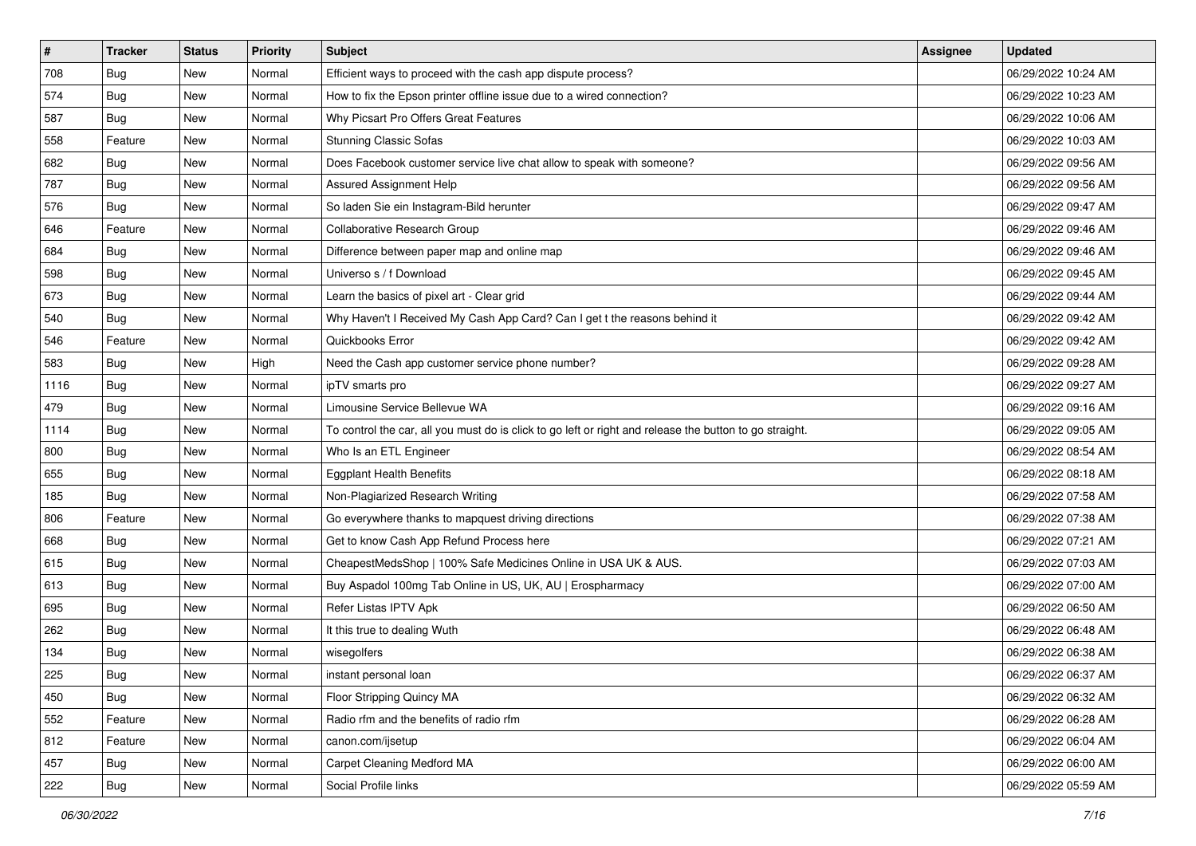| # | Tracker | Status | Priority | Subject | Assignee | Updated |
|---|---|---|---|---|---|---|
| 708 | Bug | New | Normal | Efficient ways to proceed with the cash app dispute process? | | 06/29/2022 10:24 AM |
| 574 | Bug | New | Normal | How to fix the Epson printer offline issue due to a wired connection? | | 06/29/2022 10:23 AM |
| 587 | Bug | New | Normal | Why Picsart Pro Offers Great Features | | 06/29/2022 10:06 AM |
| 558 | Feature | New | Normal | Stunning Classic Sofas | | 06/29/2022 10:03 AM |
| 682 | Bug | New | Normal | Does Facebook customer service live chat allow to speak with someone? | | 06/29/2022 09:56 AM |
| 787 | Bug | New | Normal | Assured Assignment Help | | 06/29/2022 09:56 AM |
| 576 | Bug | New | Normal | So laden Sie ein Instagram-Bild herunter | | 06/29/2022 09:47 AM |
| 646 | Feature | New | Normal | Collaborative Research Group | | 06/29/2022 09:46 AM |
| 684 | Bug | New | Normal | Difference between paper map and online map | | 06/29/2022 09:46 AM |
| 598 | Bug | New | Normal | Universo s / f Download | | 06/29/2022 09:45 AM |
| 673 | Bug | New | Normal | Learn the basics of pixel art - Clear grid | | 06/29/2022 09:44 AM |
| 540 | Bug | New | Normal | Why Haven't I Received My Cash App Card? Can I get t the reasons behind it | | 06/29/2022 09:42 AM |
| 546 | Feature | New | Normal | Quickbooks Error | | 06/29/2022 09:42 AM |
| 583 | Bug | New | High | Need the Cash app customer service phone number? | | 06/29/2022 09:28 AM |
| 1116 | Bug | New | Normal | ipTV smarts pro | | 06/29/2022 09:27 AM |
| 479 | Bug | New | Normal | Limousine Service Bellevue WA | | 06/29/2022 09:16 AM |
| 1114 | Bug | New | Normal | To control the car, all you must do is click to go left or right and release the button to go straight. | | 06/29/2022 09:05 AM |
| 800 | Bug | New | Normal | Who Is an ETL Engineer | | 06/29/2022 08:54 AM |
| 655 | Bug | New | Normal | Eggplant Health Benefits | | 06/29/2022 08:18 AM |
| 185 | Bug | New | Normal | Non-Plagiarized Research Writing | | 06/29/2022 07:58 AM |
| 806 | Feature | New | Normal | Go everywhere thanks to mapquest driving directions | | 06/29/2022 07:38 AM |
| 668 | Bug | New | Normal | Get to know Cash App Refund Process here | | 06/29/2022 07:21 AM |
| 615 | Bug | New | Normal | CheapestMedsShop \| 100% Safe Medicines Online in USA UK & AUS. | | 06/29/2022 07:03 AM |
| 613 | Bug | New | Normal | Buy Aspadol 100mg Tab Online in US, UK, AU \| Erospharmacy | | 06/29/2022 07:00 AM |
| 695 | Bug | New | Normal | Refer Listas IPTV Apk | | 06/29/2022 06:50 AM |
| 262 | Bug | New | Normal | It this true to dealing Wuth | | 06/29/2022 06:48 AM |
| 134 | Bug | New | Normal | wisegolfers | | 06/29/2022 06:38 AM |
| 225 | Bug | New | Normal | instant personal loan | | 06/29/2022 06:37 AM |
| 450 | Bug | New | Normal | Floor Stripping Quincy MA | | 06/29/2022 06:32 AM |
| 552 | Feature | New | Normal | Radio rfm and the benefits of radio rfm | | 06/29/2022 06:28 AM |
| 812 | Feature | New | Normal | canon.com/ijsetup | | 06/29/2022 06:04 AM |
| 457 | Bug | New | Normal | Carpet Cleaning Medford MA | | 06/29/2022 06:00 AM |
| 222 | Bug | New | Normal | Social Profile links | | 06/29/2022 05:59 AM |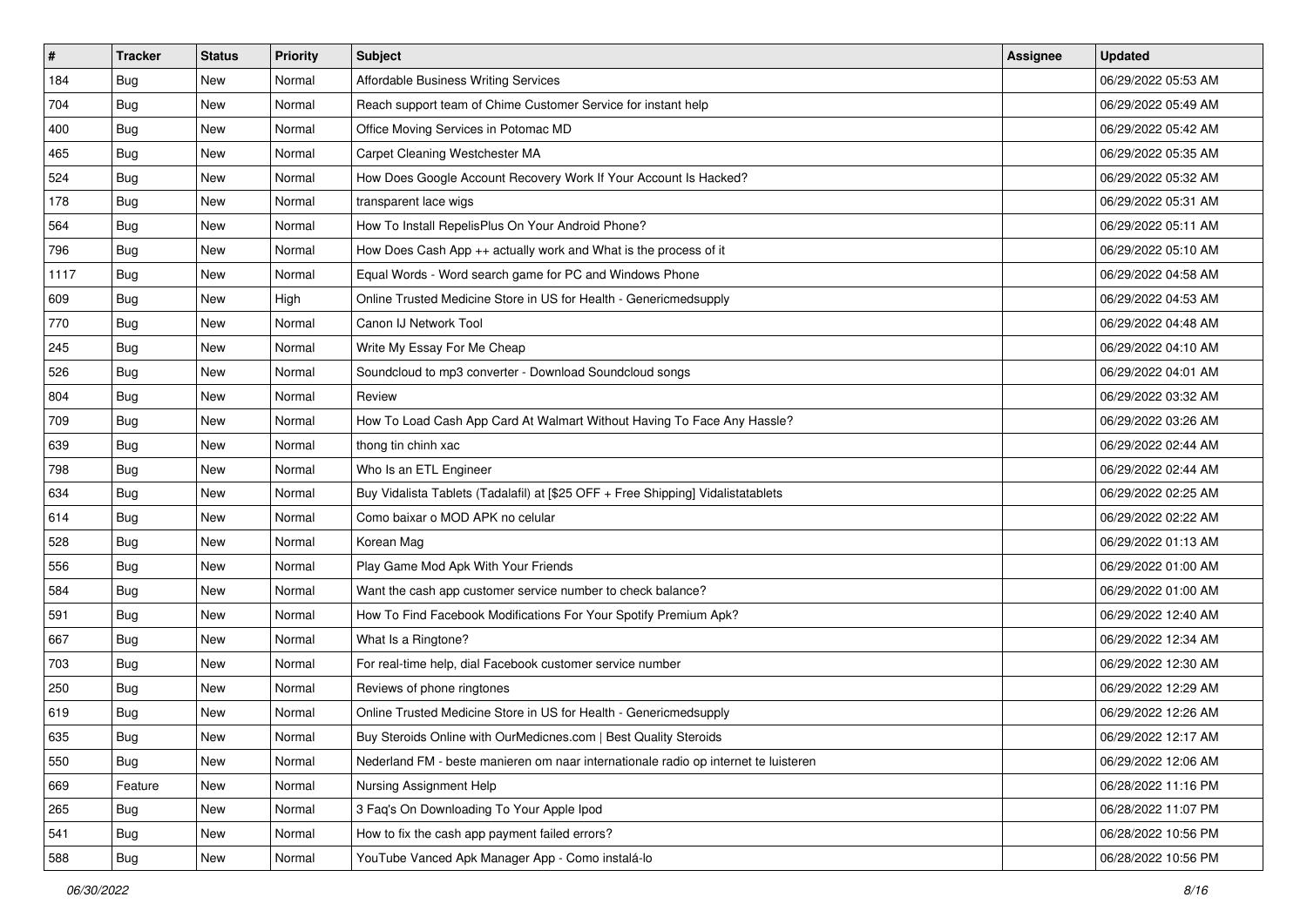| # | Tracker | Status | Priority | Subject | Assignee | Updated |
|---|---|---|---|---|---|---|
| 184 | Bug | New | Normal | Affordable Business Writing Services | | 06/29/2022 05:53 AM |
| 704 | Bug | New | Normal | Reach support team of Chime Customer Service for instant help | | 06/29/2022 05:49 AM |
| 400 | Bug | New | Normal | Office Moving Services in Potomac MD | | 06/29/2022 05:42 AM |
| 465 | Bug | New | Normal | Carpet Cleaning Westchester MA | | 06/29/2022 05:35 AM |
| 524 | Bug | New | Normal | How Does Google Account Recovery Work If Your Account Is Hacked? | | 06/29/2022 05:32 AM |
| 178 | Bug | New | Normal | transparent lace wigs | | 06/29/2022 05:31 AM |
| 564 | Bug | New | Normal | How To Install RepelisPlus On Your Android Phone? | | 06/29/2022 05:11 AM |
| 796 | Bug | New | Normal | How Does Cash App ++ actually work and What is the process of it | | 06/29/2022 05:10 AM |
| 1117 | Bug | New | Normal | Equal Words - Word search game for PC and Windows Phone | | 06/29/2022 04:58 AM |
| 609 | Bug | New | High | Online Trusted Medicine Store in US for Health - Genericmedsupply | | 06/29/2022 04:53 AM |
| 770 | Bug | New | Normal | Canon IJ Network Tool | | 06/29/2022 04:48 AM |
| 245 | Bug | New | Normal | Write My Essay For Me Cheap | | 06/29/2022 04:10 AM |
| 526 | Bug | New | Normal | Soundcloud to mp3 converter - Download Soundcloud songs | | 06/29/2022 04:01 AM |
| 804 | Bug | New | Normal | Review | | 06/29/2022 03:32 AM |
| 709 | Bug | New | Normal | How To Load Cash App Card At Walmart Without Having To Face Any Hassle? | | 06/29/2022 03:26 AM |
| 639 | Bug | New | Normal | thong tin chinh xac | | 06/29/2022 02:44 AM |
| 798 | Bug | New | Normal | Who Is an ETL Engineer | | 06/29/2022 02:44 AM |
| 634 | Bug | New | Normal | Buy Vidalista Tablets (Tadalafil) at [$25 OFF + Free Shipping] Vidalistatablets | | 06/29/2022 02:25 AM |
| 614 | Bug | New | Normal | Como baixar o MOD APK no celular | | 06/29/2022 02:22 AM |
| 528 | Bug | New | Normal | Korean Mag | | 06/29/2022 01:13 AM |
| 556 | Bug | New | Normal | Play Game Mod Apk With Your Friends | | 06/29/2022 01:00 AM |
| 584 | Bug | New | Normal | Want the cash app customer service number to check balance? | | 06/29/2022 01:00 AM |
| 591 | Bug | New | Normal | How To Find Facebook Modifications For Your Spotify Premium Apk? | | 06/29/2022 12:40 AM |
| 667 | Bug | New | Normal | What Is a Ringtone? | | 06/29/2022 12:34 AM |
| 703 | Bug | New | Normal | For real-time help, dial Facebook customer service number | | 06/29/2022 12:30 AM |
| 250 | Bug | New | Normal | Reviews of phone ringtones | | 06/29/2022 12:29 AM |
| 619 | Bug | New | Normal | Online Trusted Medicine Store in US for Health - Genericmedsupply | | 06/29/2022 12:26 AM |
| 635 | Bug | New | Normal | Buy Steroids Online with OurMedicnes.com \| Best Quality Steroids | | 06/29/2022 12:17 AM |
| 550 | Bug | New | Normal | Nederland FM - beste manieren om naar internationale radio op internet te luisteren | | 06/29/2022 12:06 AM |
| 669 | Feature | New | Normal | Nursing Assignment Help | | 06/28/2022 11:16 PM |
| 265 | Bug | New | Normal | 3 Faq's On Downloading To Your Apple Ipod | | 06/28/2022 11:07 PM |
| 541 | Bug | New | Normal | How to fix the cash app payment failed errors? | | 06/28/2022 10:56 PM |
| 588 | Bug | New | Normal | YouTube Vanced Apk Manager App - Como instalá-lo | | 06/28/2022 10:56 PM |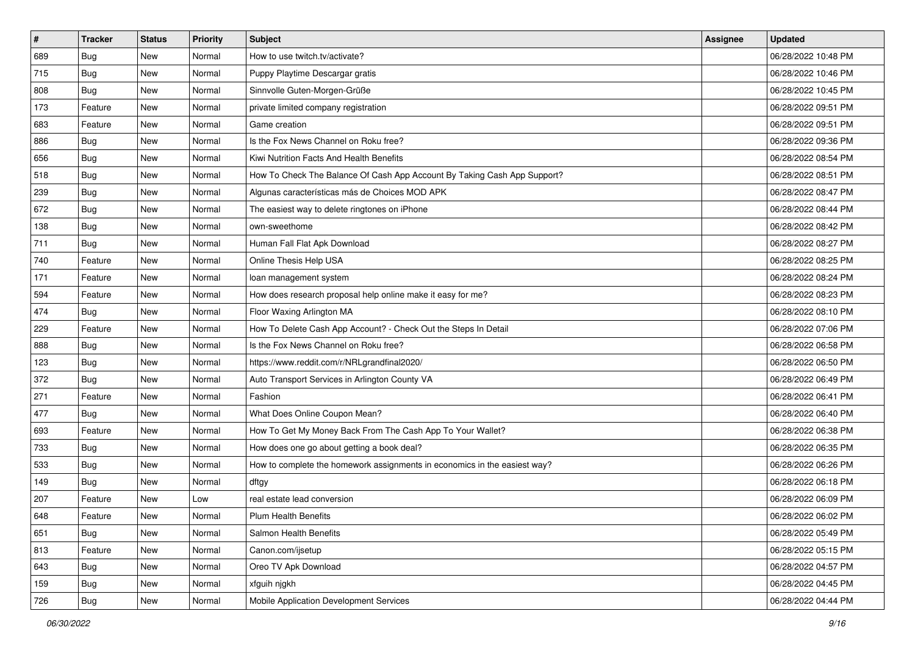| # | Tracker | Status | Priority | Subject | Assignee | Updated |
|---|---|---|---|---|---|---|
| 689 | Bug | New | Normal | How to use twitch.tv/activate? | | 06/28/2022 10:48 PM |
| 715 | Bug | New | Normal | Puppy Playtime Descargar gratis | | 06/28/2022 10:46 PM |
| 808 | Bug | New | Normal | Sinnvolle Guten-Morgen-Grüße | | 06/28/2022 10:45 PM |
| 173 | Feature | New | Normal | private limited company registration | | 06/28/2022 09:51 PM |
| 683 | Feature | New | Normal | Game creation | | 06/28/2022 09:51 PM |
| 886 | Bug | New | Normal | Is the Fox News Channel on Roku free? | | 06/28/2022 09:36 PM |
| 656 | Bug | New | Normal | Kiwi Nutrition Facts And Health Benefits | | 06/28/2022 08:54 PM |
| 518 | Bug | New | Normal | How To Check The Balance Of Cash App Account By Taking Cash App Support? | | 06/28/2022 08:51 PM |
| 239 | Bug | New | Normal | Algunas características más de Choices MOD APK | | 06/28/2022 08:47 PM |
| 672 | Bug | New | Normal | The easiest way to delete ringtones on iPhone | | 06/28/2022 08:44 PM |
| 138 | Bug | New | Normal | own-sweethome | | 06/28/2022 08:42 PM |
| 711 | Bug | New | Normal | Human Fall Flat Apk Download | | 06/28/2022 08:27 PM |
| 740 | Feature | New | Normal | Online Thesis Help USA | | 06/28/2022 08:25 PM |
| 171 | Feature | New | Normal | loan management system | | 06/28/2022 08:24 PM |
| 594 | Feature | New | Normal | How does research proposal help online make it easy for me? | | 06/28/2022 08:23 PM |
| 474 | Bug | New | Normal | Floor Waxing Arlington MA | | 06/28/2022 08:10 PM |
| 229 | Feature | New | Normal | How To Delete Cash App Account? - Check Out the Steps In Detail | | 06/28/2022 07:06 PM |
| 888 | Bug | New | Normal | Is the Fox News Channel on Roku free? | | 06/28/2022 06:58 PM |
| 123 | Bug | New | Normal | https://www.reddit.com/r/NRLgrandfinal2020/ | | 06/28/2022 06:50 PM |
| 372 | Bug | New | Normal | Auto Transport Services in Arlington County VA | | 06/28/2022 06:49 PM |
| 271 | Feature | New | Normal | Fashion | | 06/28/2022 06:41 PM |
| 477 | Bug | New | Normal | What Does Online Coupon Mean? | | 06/28/2022 06:40 PM |
| 693 | Feature | New | Normal | How To Get My Money Back From The Cash App To Your Wallet? | | 06/28/2022 06:38 PM |
| 733 | Bug | New | Normal | How does one go about getting a book deal? | | 06/28/2022 06:35 PM |
| 533 | Bug | New | Normal | How to complete the homework assignments in economics in the easiest way? | | 06/28/2022 06:26 PM |
| 149 | Bug | New | Normal | dftgy | | 06/28/2022 06:18 PM |
| 207 | Feature | New | Low | real estate lead conversion | | 06/28/2022 06:09 PM |
| 648 | Feature | New | Normal | Plum Health Benefits | | 06/28/2022 06:02 PM |
| 651 | Bug | New | Normal | Salmon Health Benefits | | 06/28/2022 05:49 PM |
| 813 | Feature | New | Normal | Canon.com/ijsetup | | 06/28/2022 05:15 PM |
| 643 | Bug | New | Normal | Oreo TV Apk Download | | 06/28/2022 04:57 PM |
| 159 | Bug | New | Normal | xfguih njgkh | | 06/28/2022 04:45 PM |
| 726 | Bug | New | Normal | Mobile Application Development Services | | 06/28/2022 04:44 PM |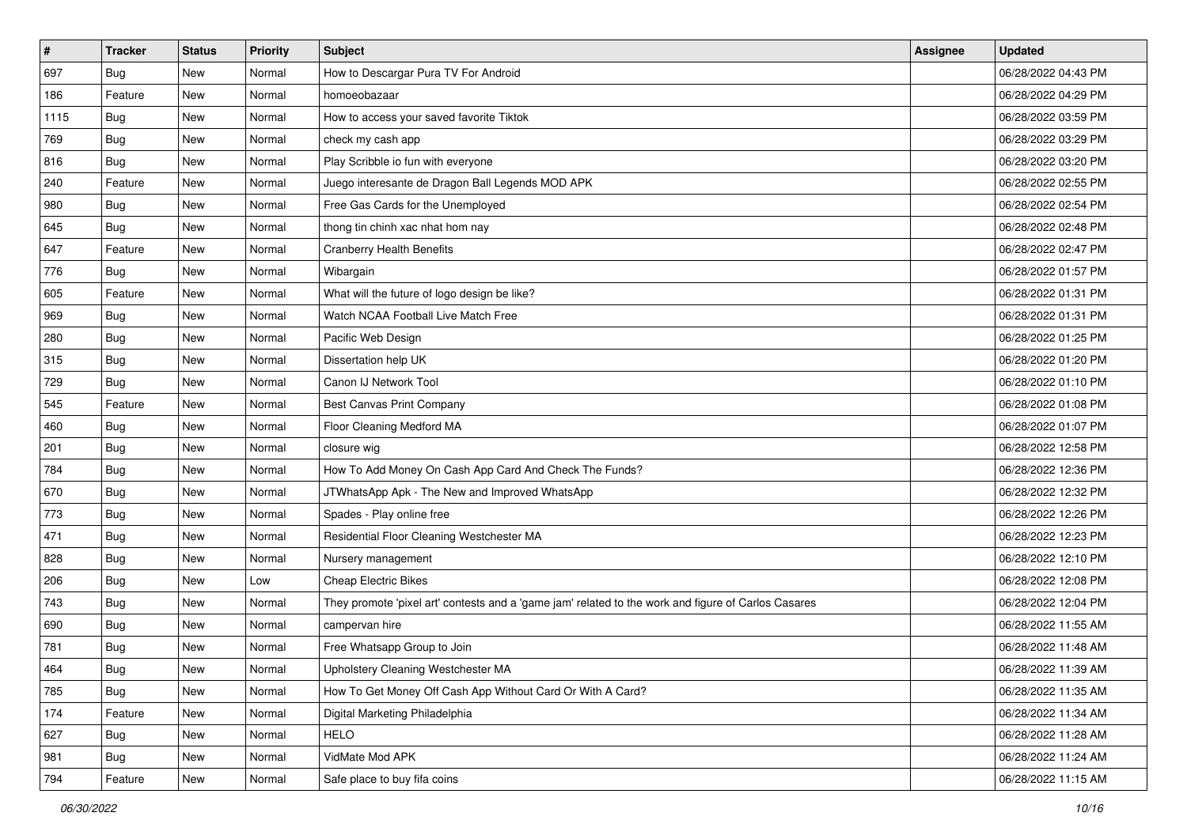| # | Tracker | Status | Priority | Subject | Assignee | Updated |
|---|---|---|---|---|---|---|
| 697 | Bug | New | Normal | How to Descargar Pura TV For Android | | 06/28/2022 04:43 PM |
| 186 | Feature | New | Normal | homoeobazaar | | 06/28/2022 04:29 PM |
| 1115 | Bug | New | Normal | How to access your saved favorite Tiktok | | 06/28/2022 03:59 PM |
| 769 | Bug | New | Normal | check my cash app | | 06/28/2022 03:29 PM |
| 816 | Bug | New | Normal | Play Scribble io fun with everyone | | 06/28/2022 03:20 PM |
| 240 | Feature | New | Normal | Juego interesante de Dragon Ball Legends MOD APK | | 06/28/2022 02:55 PM |
| 980 | Bug | New | Normal | Free Gas Cards for the Unemployed | | 06/28/2022 02:54 PM |
| 645 | Bug | New | Normal | thong tin chinh xac nhat hom nay | | 06/28/2022 02:48 PM |
| 647 | Feature | New | Normal | Cranberry Health Benefits | | 06/28/2022 02:47 PM |
| 776 | Bug | New | Normal | Wibargain | | 06/28/2022 01:57 PM |
| 605 | Feature | New | Normal | What will the future of logo design be like? | | 06/28/2022 01:31 PM |
| 969 | Bug | New | Normal | Watch NCAA Football Live Match Free | | 06/28/2022 01:31 PM |
| 280 | Bug | New | Normal | Pacific Web Design | | 06/28/2022 01:25 PM |
| 315 | Bug | New | Normal | Dissertation help UK | | 06/28/2022 01:20 PM |
| 729 | Bug | New | Normal | Canon IJ Network Tool | | 06/28/2022 01:10 PM |
| 545 | Feature | New | Normal | Best Canvas Print Company | | 06/28/2022 01:08 PM |
| 460 | Bug | New | Normal | Floor Cleaning Medford MA | | 06/28/2022 01:07 PM |
| 201 | Bug | New | Normal | closure wig | | 06/28/2022 12:58 PM |
| 784 | Bug | New | Normal | How To Add Money On Cash App Card And Check The Funds? | | 06/28/2022 12:36 PM |
| 670 | Bug | New | Normal | JTWhatsApp Apk - The New and Improved WhatsApp | | 06/28/2022 12:32 PM |
| 773 | Bug | New | Normal | Spades - Play online free | | 06/28/2022 12:26 PM |
| 471 | Bug | New | Normal | Residential Floor Cleaning Westchester MA | | 06/28/2022 12:23 PM |
| 828 | Bug | New | Normal | Nursery management | | 06/28/2022 12:10 PM |
| 206 | Bug | New | Low | Cheap Electric Bikes | | 06/28/2022 12:08 PM |
| 743 | Bug | New | Normal | They promote 'pixel art' contests and a 'game jam' related to the work and figure of Carlos Casares | | 06/28/2022 12:04 PM |
| 690 | Bug | New | Normal | campervan hire | | 06/28/2022 11:55 AM |
| 781 | Bug | New | Normal | Free Whatsapp Group to Join | | 06/28/2022 11:48 AM |
| 464 | Bug | New | Normal | Upholstery Cleaning Westchester MA | | 06/28/2022 11:39 AM |
| 785 | Bug | New | Normal | How To Get Money Off Cash App Without Card Or With A Card? | | 06/28/2022 11:35 AM |
| 174 | Feature | New | Normal | Digital Marketing Philadelphia | | 06/28/2022 11:34 AM |
| 627 | Bug | New | Normal | HELO | | 06/28/2022 11:28 AM |
| 981 | Bug | New | Normal | VidMate Mod APK | | 06/28/2022 11:24 AM |
| 794 | Feature | New | Normal | Safe place to buy fifa coins | | 06/28/2022 11:15 AM |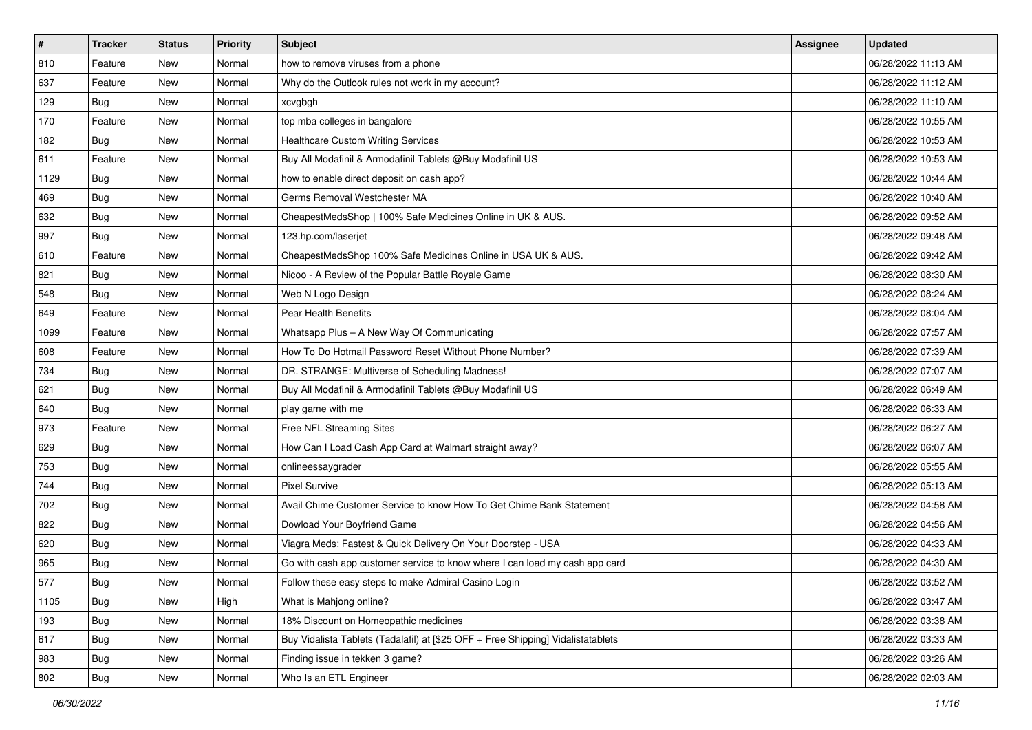| # | Tracker | Status | Priority | Subject | Assignee | Updated |
|---|---|---|---|---|---|---|
| 810 | Feature | New | Normal | how to remove viruses from a phone | | 06/28/2022 11:13 AM |
| 637 | Feature | New | Normal | Why do the Outlook rules not work in my account? | | 06/28/2022 11:12 AM |
| 129 | Bug | New | Normal | xcvgbgh | | 06/28/2022 11:10 AM |
| 170 | Feature | New | Normal | top mba colleges in bangalore | | 06/28/2022 10:55 AM |
| 182 | Bug | New | Normal | Healthcare Custom Writing Services | | 06/28/2022 10:53 AM |
| 611 | Feature | New | Normal | Buy All Modafinil & Armodafinil Tablets @Buy Modafinil US | | 06/28/2022 10:53 AM |
| 1129 | Bug | New | Normal | how to enable direct deposit on cash app? | | 06/28/2022 10:44 AM |
| 469 | Bug | New | Normal | Germs Removal Westchester MA | | 06/28/2022 10:40 AM |
| 632 | Bug | New | Normal | CheapestMedsShop \| 100% Safe Medicines Online in UK & AUS. | | 06/28/2022 09:52 AM |
| 997 | Bug | New | Normal | 123.hp.com/laserjet | | 06/28/2022 09:48 AM |
| 610 | Feature | New | Normal | CheapestMedsShop 100% Safe Medicines Online in USA UK & AUS. | | 06/28/2022 09:42 AM |
| 821 | Bug | New | Normal | Nicoo - A Review of the Popular Battle Royale Game | | 06/28/2022 08:30 AM |
| 548 | Bug | New | Normal | Web N Logo Design | | 06/28/2022 08:24 AM |
| 649 | Feature | New | Normal | Pear Health Benefits | | 06/28/2022 08:04 AM |
| 1099 | Feature | New | Normal | Whatsapp Plus – A New Way Of Communicating | | 06/28/2022 07:57 AM |
| 608 | Feature | New | Normal | How To Do Hotmail Password Reset Without Phone Number? | | 06/28/2022 07:39 AM |
| 734 | Bug | New | Normal | DR. STRANGE: Multiverse of Scheduling Madness! | | 06/28/2022 07:07 AM |
| 621 | Bug | New | Normal | Buy All Modafinil & Armodafinil Tablets @Buy Modafinil US | | 06/28/2022 06:49 AM |
| 640 | Bug | New | Normal | play game with me | | 06/28/2022 06:33 AM |
| 973 | Feature | New | Normal | Free NFL Streaming Sites | | 06/28/2022 06:27 AM |
| 629 | Bug | New | Normal | How Can I Load Cash App Card at Walmart straight away? | | 06/28/2022 06:07 AM |
| 753 | Bug | New | Normal | onlineessaygrader | | 06/28/2022 05:55 AM |
| 744 | Bug | New | Normal | Pixel Survive | | 06/28/2022 05:13 AM |
| 702 | Bug | New | Normal | Avail Chime Customer Service to know How To Get Chime Bank Statement | | 06/28/2022 04:58 AM |
| 822 | Bug | New | Normal | Dowload Your Boyfriend Game | | 06/28/2022 04:56 AM |
| 620 | Bug | New | Normal | Viagra Meds: Fastest & Quick Delivery On Your Doorstep - USA | | 06/28/2022 04:33 AM |
| 965 | Bug | New | Normal | Go with cash app customer service to know where I can load my cash app card | | 06/28/2022 04:30 AM |
| 577 | Bug | New | Normal | Follow these easy steps to make Admiral Casino Login | | 06/28/2022 03:52 AM |
| 1105 | Bug | New | High | What is Mahjong online? | | 06/28/2022 03:47 AM |
| 193 | Bug | New | Normal | 18% Discount on Homeopathic medicines | | 06/28/2022 03:38 AM |
| 617 | Bug | New | Normal | Buy Vidalista Tablets (Tadalafil) at [$25 OFF + Free Shipping] Vidalistatablets | | 06/28/2022 03:33 AM |
| 983 | Bug | New | Normal | Finding issue in tekken 3 game? | | 06/28/2022 03:26 AM |
| 802 | Bug | New | Normal | Who Is an ETL Engineer | | 06/28/2022 02:03 AM |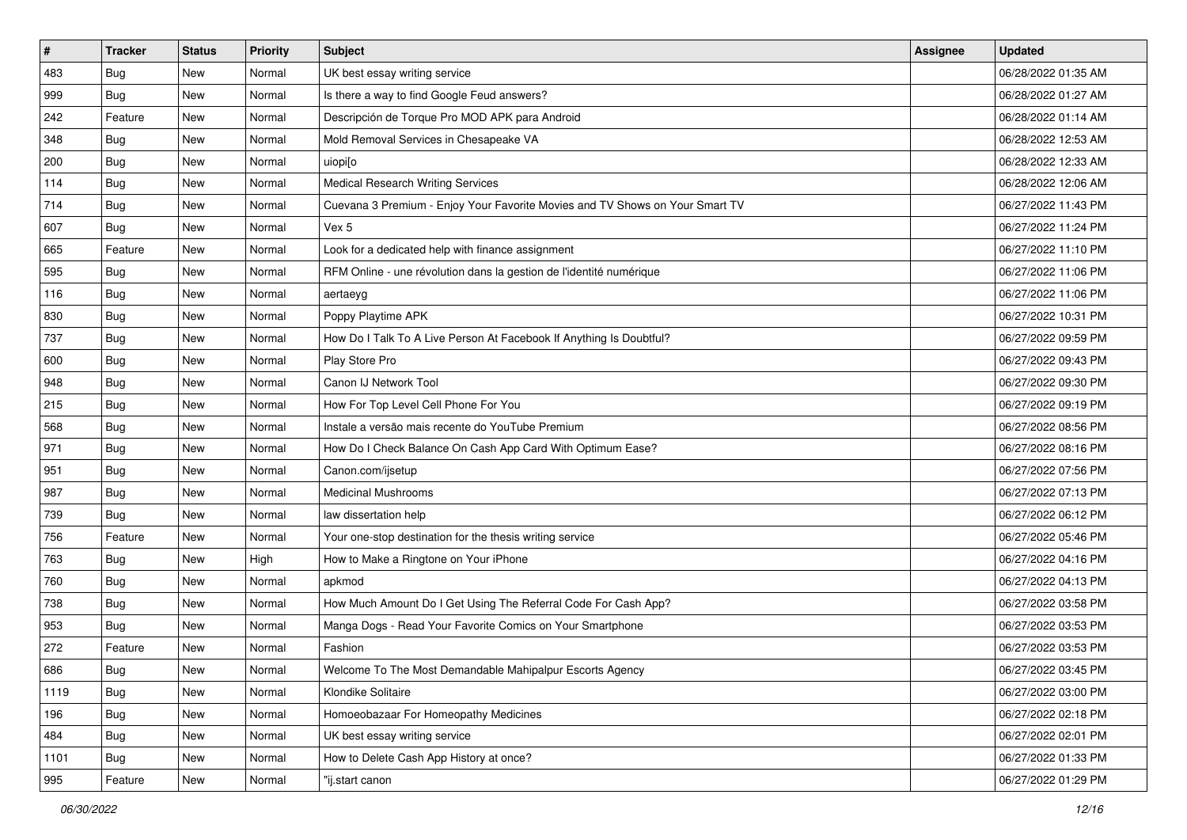| # | Tracker | Status | Priority | Subject | Assignee | Updated |
|---|---|---|---|---|---|---|
| 483 | Bug | New | Normal | UK best essay writing service | | 06/28/2022 01:35 AM |
| 999 | Bug | New | Normal | Is there a way to find Google Feud answers? | | 06/28/2022 01:27 AM |
| 242 | Feature | New | Normal | Descripción de Torque Pro MOD APK para Android | | 06/28/2022 01:14 AM |
| 348 | Bug | New | Normal | Mold Removal Services in Chesapeake VA | | 06/28/2022 12:53 AM |
| 200 | Bug | New | Normal | uiopi[o | | 06/28/2022 12:33 AM |
| 114 | Bug | New | Normal | Medical Research Writing Services | | 06/28/2022 12:06 AM |
| 714 | Bug | New | Normal | Cuevana 3 Premium - Enjoy Your Favorite Movies and TV Shows on Your Smart TV | | 06/27/2022 11:43 PM |
| 607 | Bug | New | Normal | Vex 5 | | 06/27/2022 11:24 PM |
| 665 | Feature | New | Normal | Look for a dedicated help with finance assignment | | 06/27/2022 11:10 PM |
| 595 | Bug | New | Normal | RFM Online - une révolution dans la gestion de l'identité numérique | | 06/27/2022 11:06 PM |
| 116 | Bug | New | Normal | aertaeyg | | 06/27/2022 11:06 PM |
| 830 | Bug | New | Normal | Poppy Playtime APK | | 06/27/2022 10:31 PM |
| 737 | Bug | New | Normal | How Do I Talk To A Live Person At Facebook If Anything Is Doubtful? | | 06/27/2022 09:59 PM |
| 600 | Bug | New | Normal | Play Store Pro | | 06/27/2022 09:43 PM |
| 948 | Bug | New | Normal | Canon IJ Network Tool | | 06/27/2022 09:30 PM |
| 215 | Bug | New | Normal | How For Top Level Cell Phone For You | | 06/27/2022 09:19 PM |
| 568 | Bug | New | Normal | Instale a versão mais recente do YouTube Premium | | 06/27/2022 08:56 PM |
| 971 | Bug | New | Normal | How Do I Check Balance On Cash App Card With Optimum Ease? | | 06/27/2022 08:16 PM |
| 951 | Bug | New | Normal | Canon.com/ijsetup | | 06/27/2022 07:56 PM |
| 987 | Bug | New | Normal | Medicinal Mushrooms | | 06/27/2022 07:13 PM |
| 739 | Bug | New | Normal | law dissertation help | | 06/27/2022 06:12 PM |
| 756 | Feature | New | Normal | Your one-stop destination for the thesis writing service | | 06/27/2022 05:46 PM |
| 763 | Bug | New | High | How to Make a Ringtone on Your iPhone | | 06/27/2022 04:16 PM |
| 760 | Bug | New | Normal | apkmod | | 06/27/2022 04:13 PM |
| 738 | Bug | New | Normal | How Much Amount Do I Get Using The Referral Code For Cash App? | | 06/27/2022 03:58 PM |
| 953 | Bug | New | Normal | Manga Dogs - Read Your Favorite Comics on Your Smartphone | | 06/27/2022 03:53 PM |
| 272 | Feature | New | Normal | Fashion | | 06/27/2022 03:53 PM |
| 686 | Bug | New | Normal | Welcome To The Most Demandable Mahipalpur Escorts Agency | | 06/27/2022 03:45 PM |
| 1119 | Bug | New | Normal | Klondike Solitaire | | 06/27/2022 03:00 PM |
| 196 | Bug | New | Normal | Homoeobazaar For Homeopathy Medicines | | 06/27/2022 02:18 PM |
| 484 | Bug | New | Normal | UK best essay writing service | | 06/27/2022 02:01 PM |
| 1101 | Bug | New | Normal | How to Delete Cash App History at once? | | 06/27/2022 01:33 PM |
| 995 | Feature | New | Normal | "ij.start canon | | 06/27/2022 01:29 PM |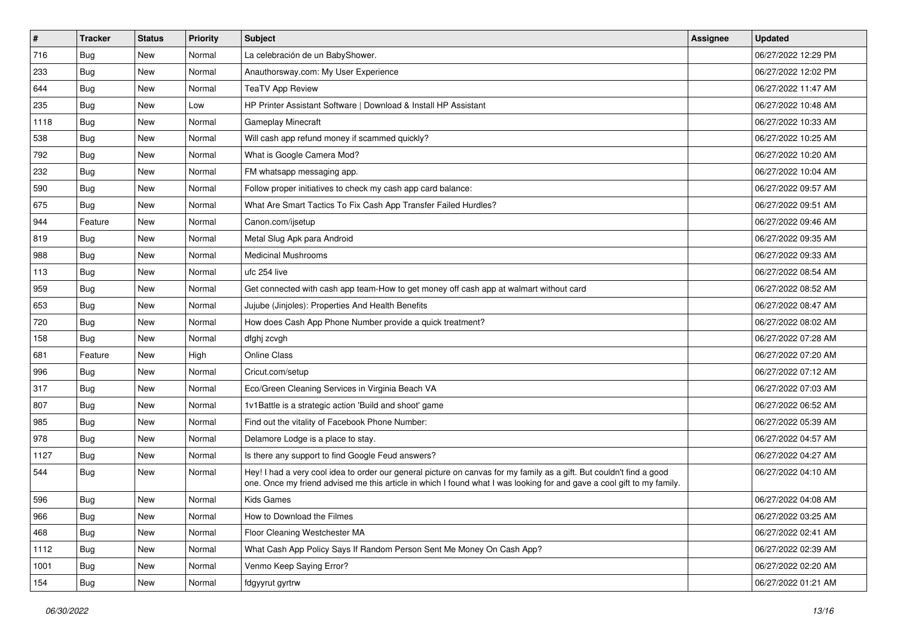| # | Tracker | Status | Priority | Subject | Assignee | Updated |
|---|---|---|---|---|---|---|
| 716 | Bug | New | Normal | La celebración de un BabyShower. | | 06/27/2022 12:29 PM |
| 233 | Bug | New | Normal | Anauthorsway.com: My User Experience | | 06/27/2022 12:02 PM |
| 644 | Bug | New | Normal | TeaTV App Review | | 06/27/2022 11:47 AM |
| 235 | Bug | New | Low | HP Printer Assistant Software \| Download & Install HP Assistant | | 06/27/2022 10:48 AM |
| 1118 | Bug | New | Normal | Gameplay Minecraft | | 06/27/2022 10:33 AM |
| 538 | Bug | New | Normal | Will cash app refund money if scammed quickly? | | 06/27/2022 10:25 AM |
| 792 | Bug | New | Normal | What is Google Camera Mod? | | 06/27/2022 10:20 AM |
| 232 | Bug | New | Normal | FM whatsapp messaging app. | | 06/27/2022 10:04 AM |
| 590 | Bug | New | Normal | Follow proper initiatives to check my cash app card balance: | | 06/27/2022 09:57 AM |
| 675 | Bug | New | Normal | What Are Smart Tactics To Fix Cash App Transfer Failed Hurdles? | | 06/27/2022 09:51 AM |
| 944 | Feature | New | Normal | Canon.com/ijsetup | | 06/27/2022 09:46 AM |
| 819 | Bug | New | Normal | Metal Slug Apk para Android | | 06/27/2022 09:35 AM |
| 988 | Bug | New | Normal | Medicinal Mushrooms | | 06/27/2022 09:33 AM |
| 113 | Bug | New | Normal | ufc 254 live | | 06/27/2022 08:54 AM |
| 959 | Bug | New | Normal | Get connected with cash app team-How to get money off cash app at walmart without card | | 06/27/2022 08:52 AM |
| 653 | Bug | New | Normal | Jujube (Jinjoles): Properties And Health Benefits | | 06/27/2022 08:47 AM |
| 720 | Bug | New | Normal | How does Cash App Phone Number provide a quick treatment? | | 06/27/2022 08:02 AM |
| 158 | Bug | New | Normal | dfghj zcvgh | | 06/27/2022 07:28 AM |
| 681 | Feature | New | High | Online Class | | 06/27/2022 07:20 AM |
| 996 | Bug | New | Normal | Cricut.com/setup | | 06/27/2022 07:12 AM |
| 317 | Bug | New | Normal | Eco/Green Cleaning Services in Virginia Beach VA | | 06/27/2022 07:03 AM |
| 807 | Bug | New | Normal | 1v1Battle is a strategic action 'Build and shoot' game | | 06/27/2022 06:52 AM |
| 985 | Bug | New | Normal | Find out the vitality of Facebook Phone Number: | | 06/27/2022 05:39 AM |
| 978 | Bug | New | Normal | Delamore Lodge is a place to stay. | | 06/27/2022 04:57 AM |
| 1127 | Bug | New | Normal | Is there any support to find Google Feud answers? | | 06/27/2022 04:27 AM |
| 544 | Bug | New | Normal | Hey! I had a very cool idea to order our general picture on canvas for my family as a gift. But couldn't find a good one. Once my friend advised me this article in which I found what I was looking for and gave a cool gift to my family. | | 06/27/2022 04:10 AM |
| 596 | Bug | New | Normal | Kids Games | | 06/27/2022 04:08 AM |
| 966 | Bug | New | Normal | How to Download the Filmes | | 06/27/2022 03:25 AM |
| 468 | Bug | New | Normal | Floor Cleaning Westchester MA | | 06/27/2022 02:41 AM |
| 1112 | Bug | New | Normal | What Cash App Policy Says If Random Person Sent Me Money On Cash App? | | 06/27/2022 02:39 AM |
| 1001 | Bug | New | Normal | Venmo Keep Saying Error? | | 06/27/2022 02:20 AM |
| 154 | Bug | New | Normal | fdgyyrut gyrtrw | | 06/27/2022 01:21 AM |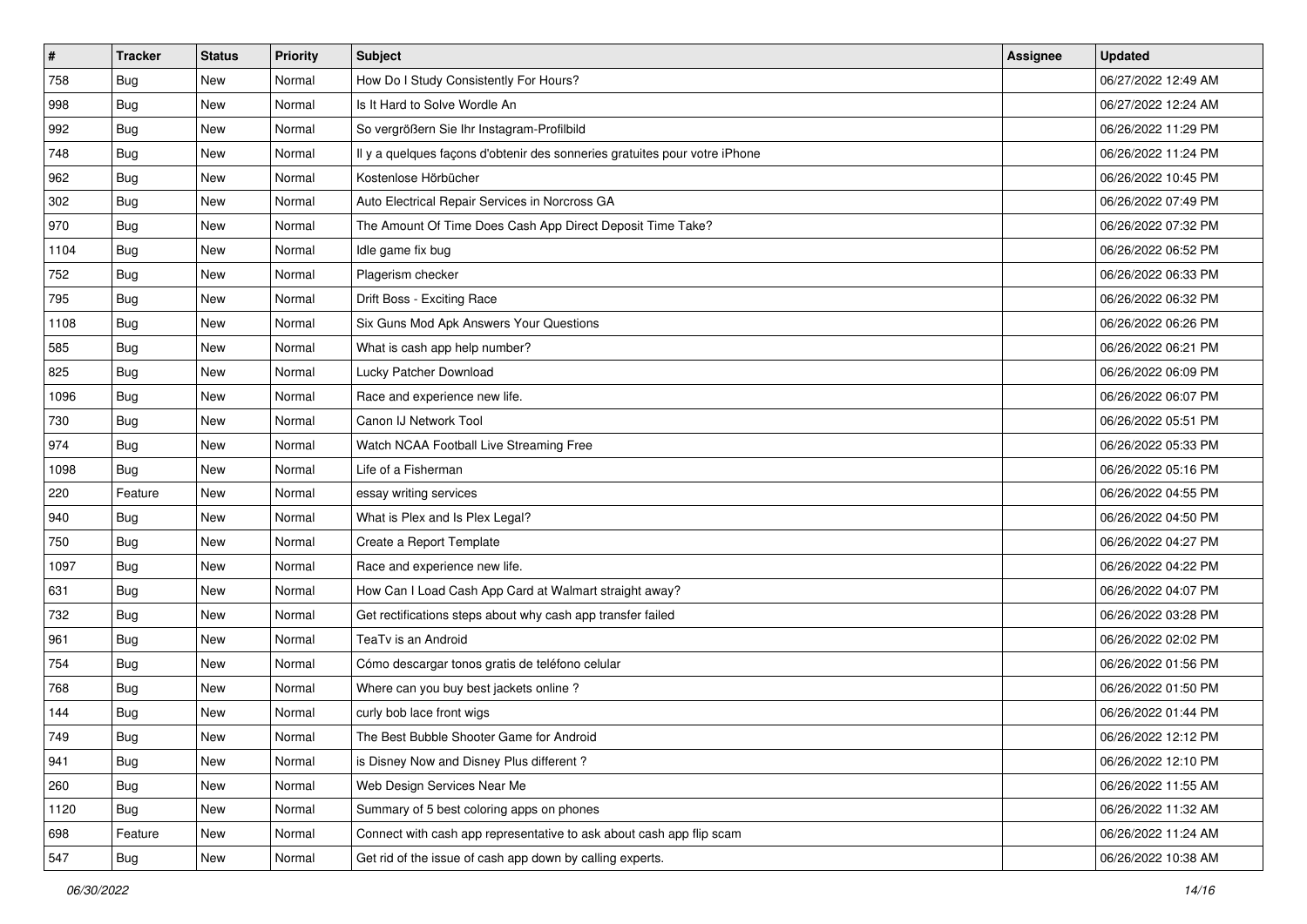| # | Tracker | Status | Priority | Subject | Assignee | Updated |
| --- | --- | --- | --- | --- | --- | --- |
| 758 | Bug | New | Normal | How Do I Study Consistently For Hours? | | 06/27/2022 12:49 AM |
| 998 | Bug | New | Normal | Is It Hard to Solve Wordle An | | 06/27/2022 12:24 AM |
| 992 | Bug | New | Normal | So vergrößern Sie Ihr Instagram-Profilbild | | 06/26/2022 11:29 PM |
| 748 | Bug | New | Normal | Il y a quelques façons d'obtenir des sonneries gratuites pour votre iPhone | | 06/26/2022 11:24 PM |
| 962 | Bug | New | Normal | Kostenlose Hörbücher | | 06/26/2022 10:45 PM |
| 302 | Bug | New | Normal | Auto Electrical Repair Services in Norcross GA | | 06/26/2022 07:49 PM |
| 970 | Bug | New | Normal | The Amount Of Time Does Cash App Direct Deposit Time Take? | | 06/26/2022 07:32 PM |
| 1104 | Bug | New | Normal | Idle game fix bug | | 06/26/2022 06:52 PM |
| 752 | Bug | New | Normal | Plagerism checker | | 06/26/2022 06:33 PM |
| 795 | Bug | New | Normal | Drift Boss - Exciting Race | | 06/26/2022 06:32 PM |
| 1108 | Bug | New | Normal | Six Guns Mod Apk Answers Your Questions | | 06/26/2022 06:26 PM |
| 585 | Bug | New | Normal | What is cash app help number? | | 06/26/2022 06:21 PM |
| 825 | Bug | New | Normal | Lucky Patcher Download | | 06/26/2022 06:09 PM |
| 1096 | Bug | New | Normal | Race and experience new life. | | 06/26/2022 06:07 PM |
| 730 | Bug | New | Normal | Canon IJ Network Tool | | 06/26/2022 05:51 PM |
| 974 | Bug | New | Normal | Watch NCAA Football Live Streaming Free | | 06/26/2022 05:33 PM |
| 1098 | Bug | New | Normal | Life of a Fisherman | | 06/26/2022 05:16 PM |
| 220 | Feature | New | Normal | essay writing services | | 06/26/2022 04:55 PM |
| 940 | Bug | New | Normal | What is Plex and Is Plex Legal? | | 06/26/2022 04:50 PM |
| 750 | Bug | New | Normal | Create a Report Template | | 06/26/2022 04:27 PM |
| 1097 | Bug | New | Normal | Race and experience new life. | | 06/26/2022 04:22 PM |
| 631 | Bug | New | Normal | How Can I Load Cash App Card at Walmart straight away? | | 06/26/2022 04:07 PM |
| 732 | Bug | New | Normal | Get rectifications steps about why cash app transfer failed | | 06/26/2022 03:28 PM |
| 961 | Bug | New | Normal | TeaTv is an Android | | 06/26/2022 02:02 PM |
| 754 | Bug | New | Normal | Cómo descargar tonos gratis de teléfono celular | | 06/26/2022 01:56 PM |
| 768 | Bug | New | Normal | Where can you buy best jackets online ? | | 06/26/2022 01:50 PM |
| 144 | Bug | New | Normal | curly bob lace front wigs | | 06/26/2022 01:44 PM |
| 749 | Bug | New | Normal | The Best Bubble Shooter Game for Android | | 06/26/2022 12:12 PM |
| 941 | Bug | New | Normal | is Disney Now and Disney Plus different ? | | 06/26/2022 12:10 PM |
| 260 | Bug | New | Normal | Web Design Services Near Me | | 06/26/2022 11:55 AM |
| 1120 | Bug | New | Normal | Summary of 5 best coloring apps on phones | | 06/26/2022 11:32 AM |
| 698 | Feature | New | Normal | Connect with cash app representative to ask about cash app flip scam | | 06/26/2022 11:24 AM |
| 547 | Bug | New | Normal | Get rid of the issue of cash app down by calling experts. | | 06/26/2022 10:38 AM |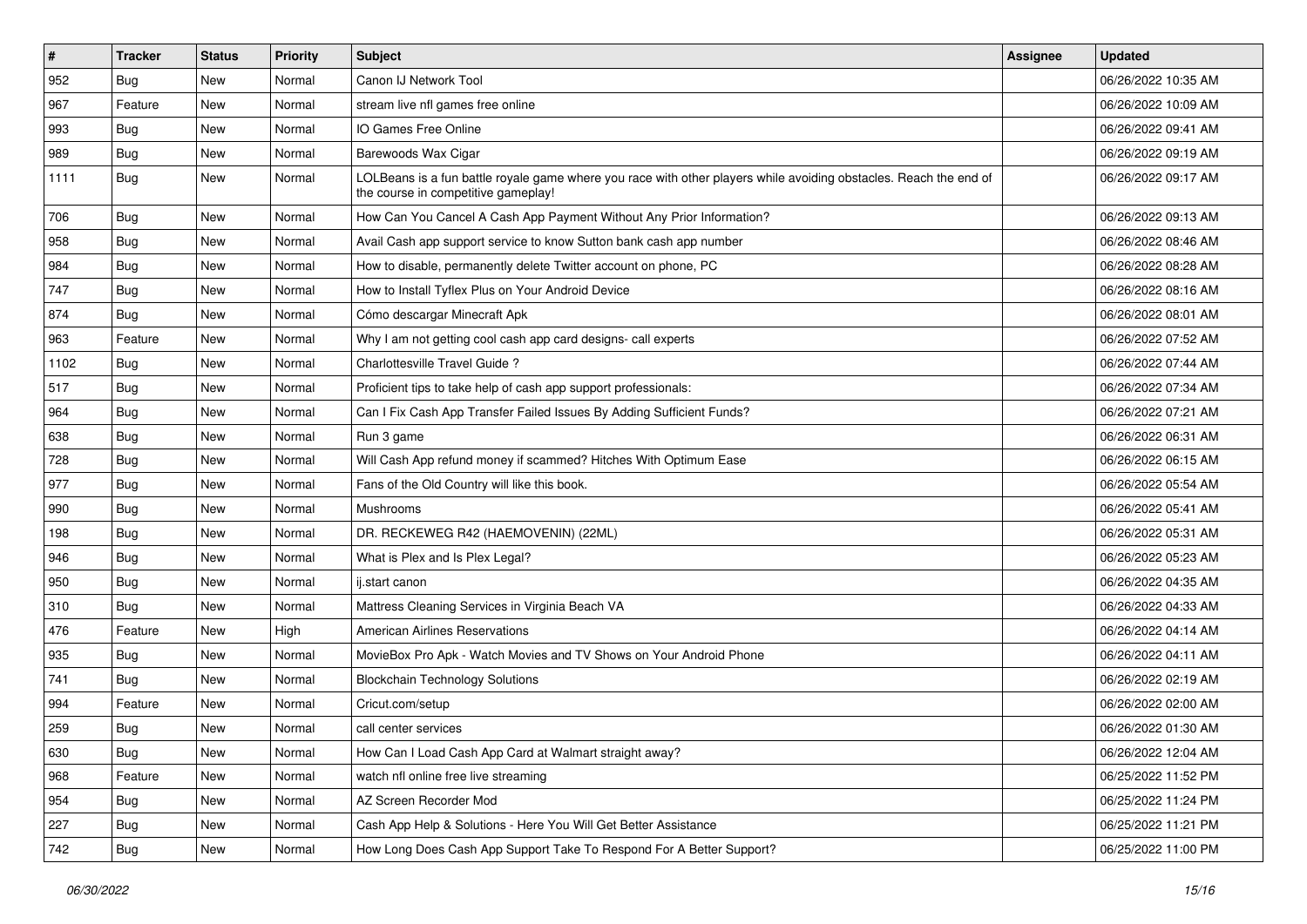| # | Tracker | Status | Priority | Subject | Assignee | Updated |
|---|---|---|---|---|---|---|
| 952 | Bug | New | Normal | Canon IJ Network Tool | | 06/26/2022 10:35 AM |
| 967 | Feature | New | Normal | stream live nfl games free online | | 06/26/2022 10:09 AM |
| 993 | Bug | New | Normal | IO Games Free Online | | 06/26/2022 09:41 AM |
| 989 | Bug | New | Normal | Barewoods Wax Cigar | | 06/26/2022 09:19 AM |
| 1111 | Bug | New | Normal | LOLBeans is a fun battle royale game where you race with other players while avoiding obstacles. Reach the end of the course in competitive gameplay! | | 06/26/2022 09:17 AM |
| 706 | Bug | New | Normal | How Can You Cancel A Cash App Payment Without Any Prior Information? | | 06/26/2022 09:13 AM |
| 958 | Bug | New | Normal | Avail Cash app support service to know Sutton bank cash app number | | 06/26/2022 08:46 AM |
| 984 | Bug | New | Normal | How to disable, permanently delete Twitter account on phone, PC | | 06/26/2022 08:28 AM |
| 747 | Bug | New | Normal | How to Install Tyflex Plus on Your Android Device | | 06/26/2022 08:16 AM |
| 874 | Bug | New | Normal | Cómo descargar Minecraft Apk | | 06/26/2022 08:01 AM |
| 963 | Feature | New | Normal | Why I am not getting cool cash app card designs- call experts | | 06/26/2022 07:52 AM |
| 1102 | Bug | New | Normal | Charlottesville Travel Guide ? | | 06/26/2022 07:44 AM |
| 517 | Bug | New | Normal | Proficient tips to take help of cash app support professionals: | | 06/26/2022 07:34 AM |
| 964 | Bug | New | Normal | Can I Fix Cash App Transfer Failed Issues By Adding Sufficient Funds? | | 06/26/2022 07:21 AM |
| 638 | Bug | New | Normal | Run 3 game | | 06/26/2022 06:31 AM |
| 728 | Bug | New | Normal | Will Cash App refund money if scammed? Hitches With Optimum Ease | | 06/26/2022 06:15 AM |
| 977 | Bug | New | Normal | Fans of the Old Country will like this book. | | 06/26/2022 05:54 AM |
| 990 | Bug | New | Normal | Mushrooms | | 06/26/2022 05:41 AM |
| 198 | Bug | New | Normal | DR. RECKEWEG R42 (HAEMOVENIN) (22ML) | | 06/26/2022 05:31 AM |
| 946 | Bug | New | Normal | What is Plex and Is Plex Legal? | | 06/26/2022 05:23 AM |
| 950 | Bug | New | Normal | ij.start canon | | 06/26/2022 04:35 AM |
| 310 | Bug | New | Normal | Mattress Cleaning Services in Virginia Beach VA | | 06/26/2022 04:33 AM |
| 476 | Feature | New | High | American Airlines Reservations | | 06/26/2022 04:14 AM |
| 935 | Bug | New | Normal | MovieBox Pro Apk - Watch Movies and TV Shows on Your Android Phone | | 06/26/2022 04:11 AM |
| 741 | Bug | New | Normal | Blockchain Technology Solutions | | 06/26/2022 02:19 AM |
| 994 | Feature | New | Normal | Cricut.com/setup | | 06/26/2022 02:00 AM |
| 259 | Bug | New | Normal | call center services | | 06/26/2022 01:30 AM |
| 630 | Bug | New | Normal | How Can I Load Cash App Card at Walmart straight away? | | 06/26/2022 12:04 AM |
| 968 | Feature | New | Normal | watch nfl online free live streaming | | 06/25/2022 11:52 PM |
| 954 | Bug | New | Normal | AZ Screen Recorder Mod | | 06/25/2022 11:24 PM |
| 227 | Bug | New | Normal | Cash App Help & Solutions - Here You Will Get Better Assistance | | 06/25/2022 11:21 PM |
| 742 | Bug | New | Normal | How Long Does Cash App Support Take To Respond For A Better Support? | | 06/25/2022 11:00 PM |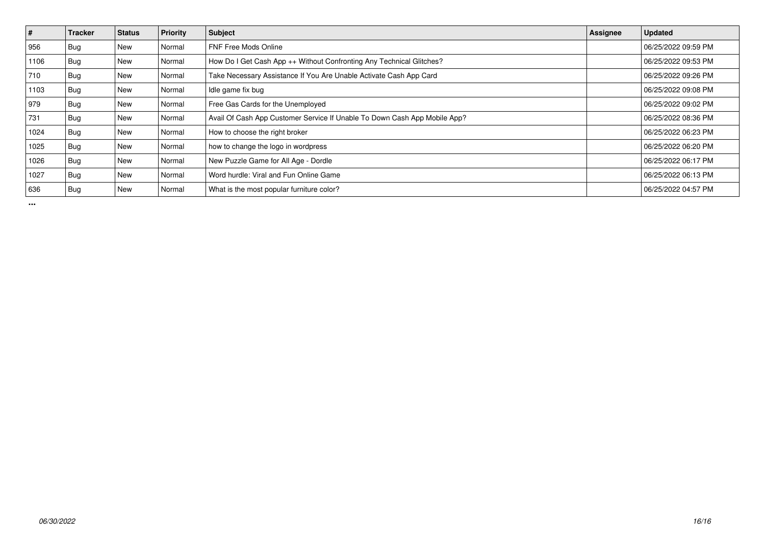| # | Tracker | Status | Priority | Subject | Assignee | Updated |
|---|---|---|---|---|---|---|
| 956 | Bug | New | Normal | FNF Free Mods Online | | 06/25/2022 09:59 PM |
| 1106 | Bug | New | Normal | How Do I Get Cash App ++ Without Confronting Any Technical Glitches? | | 06/25/2022 09:53 PM |
| 710 | Bug | New | Normal | Take Necessary Assistance If You Are Unable Activate Cash App Card | | 06/25/2022 09:26 PM |
| 1103 | Bug | New | Normal | Idle game fix bug | | 06/25/2022 09:08 PM |
| 979 | Bug | New | Normal | Free Gas Cards for the Unemployed | | 06/25/2022 09:02 PM |
| 731 | Bug | New | Normal | Avail Of Cash App Customer Service If Unable To Down Cash App Mobile App? | | 06/25/2022 08:36 PM |
| 1024 | Bug | New | Normal | How to choose the right broker | | 06/25/2022 06:23 PM |
| 1025 | Bug | New | Normal | how to change the logo in wordpress | | 06/25/2022 06:20 PM |
| 1026 | Bug | New | Normal | New Puzzle Game for All Age - Dordle | | 06/25/2022 06:17 PM |
| 1027 | Bug | New | Normal | Word hurdle: Viral and Fun Online Game | | 06/25/2022 06:13 PM |
| 636 | Bug | New | Normal | What is the most popular furniture color? | | 06/25/2022 04:57 PM |

...